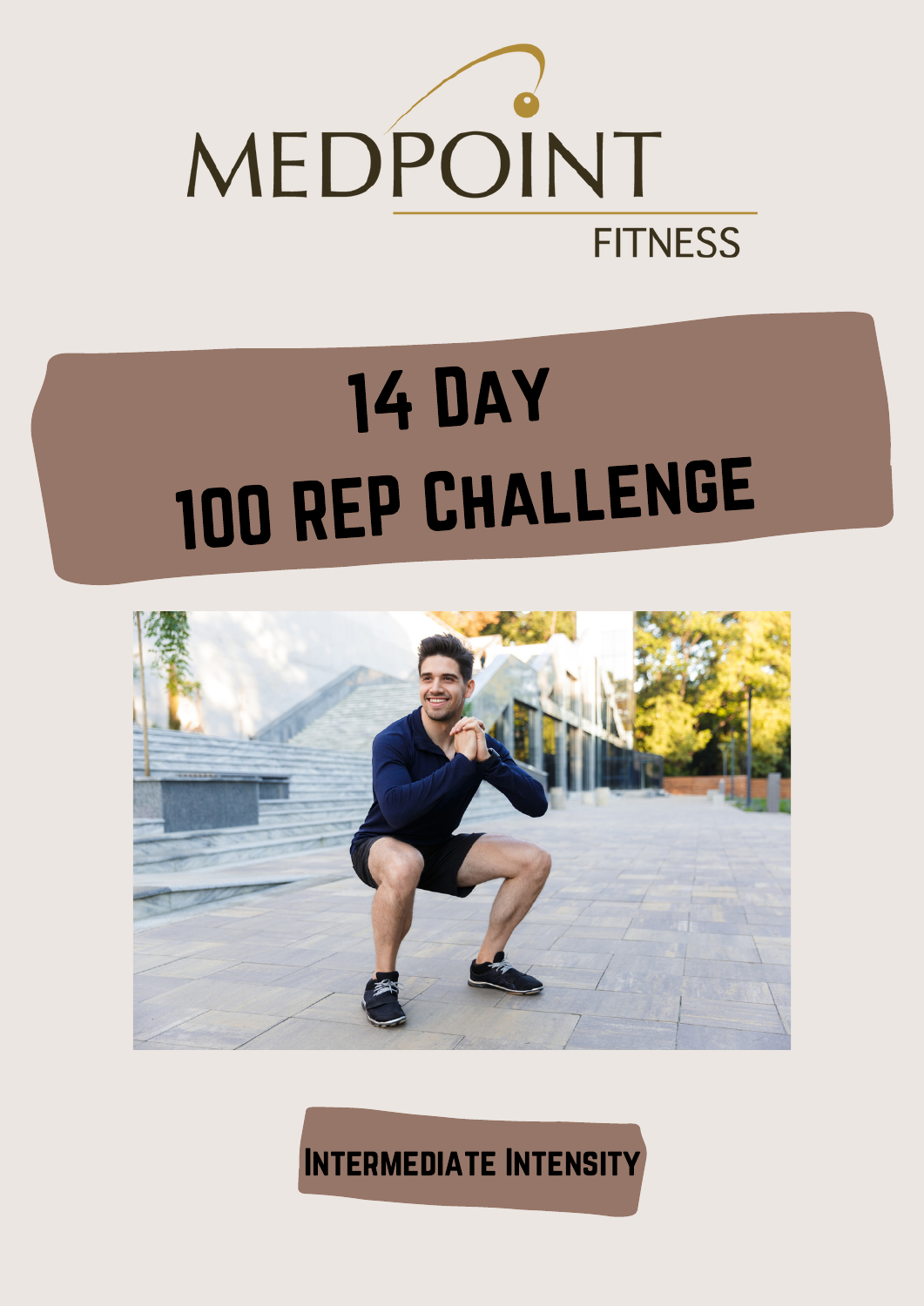MEDPOINT

FITNESS

# 14 Day 100 Rep Challenge

**Intermediate Intensity**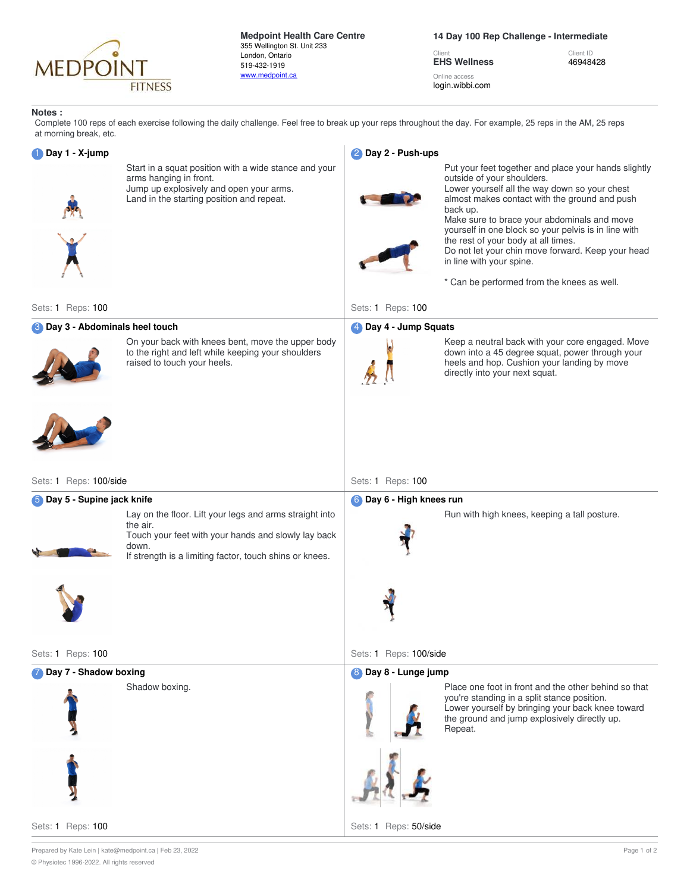**Medpoint Health Care Centre**
355 Wellington St. Unit 233
London, Ontario
519-432-1919
www.medpoint.ca

**14 Day 100 Rep Challenge - Intermediate**

Client
**EHS Wellness**

Client ID
46948428

Online access
login.wibbi.com

**Notes :**
Complete 100 reps of each exercise following the daily challenge. Feel free to break up your reps throughout the day. For example, 25 reps in the AM, 25 reps at morning break, etc.

## 1 Day 1 - X-jump

Start in a squat position with a wide stance and your arms hanging in front.
Jump up explosively and open your arms.
Land in the starting position and repeat.

Sets: 1 Reps: 100

## 2 Day 2 - Push-ups

Put your feet together and place your hands slightly outside of your shoulders.
Lower yourself all the way down so your chest almost makes contact with the ground and push back up.
Make sure to brace your abdominals and move yourself in one block so your pelvis is in line with the rest of your body at all times.
Do not let your chin move forward. Keep your head in line with your spine.

* Can be performed from the knees as well.

Sets: 1 Reps: 100

## 3 Day 3 - Abdominals heel touch

On your back with knees bent, move the upper body to the right and left while keeping your shoulders raised to touch your heels.

Sets: 1 Reps: 100/side

## 4 Day 4 - Jump Squats

Keep a neutral back with your core engaged. Move down into a 45 degree squat, power through your heels and hop. Cushion your landing by move directly into your next squat.

Sets: 1 Reps: 100

## 5 Day 5 - Supine jack knife

Lay on the floor. Lift your legs and arms straight into the air.
Touch your feet with your hands and slowly lay back down.
If strength is a limiting factor, touch shins or knees.

Sets: 1 Reps: 100

## 6 Day 6 - High knees run

Run with high knees, keeping a tall posture.

Sets: 1 Reps: 100/side

## 7 Day 7 - Shadow boxing

Shadow boxing.

Sets: 1 Reps: 100

## 8 Day 8 - Lunge jump

Place one foot in front and the other behind so that you're standing in a split stance position.
Lower yourself by bringing your back knee toward the ground and jump explosively directly up.
Repeat.

Sets: 1 Reps: 50/side

Prepared by Kate Lein | kate@medpoint.ca | Feb 23, 2022

© Physiotec 1996-2022. All rights reserved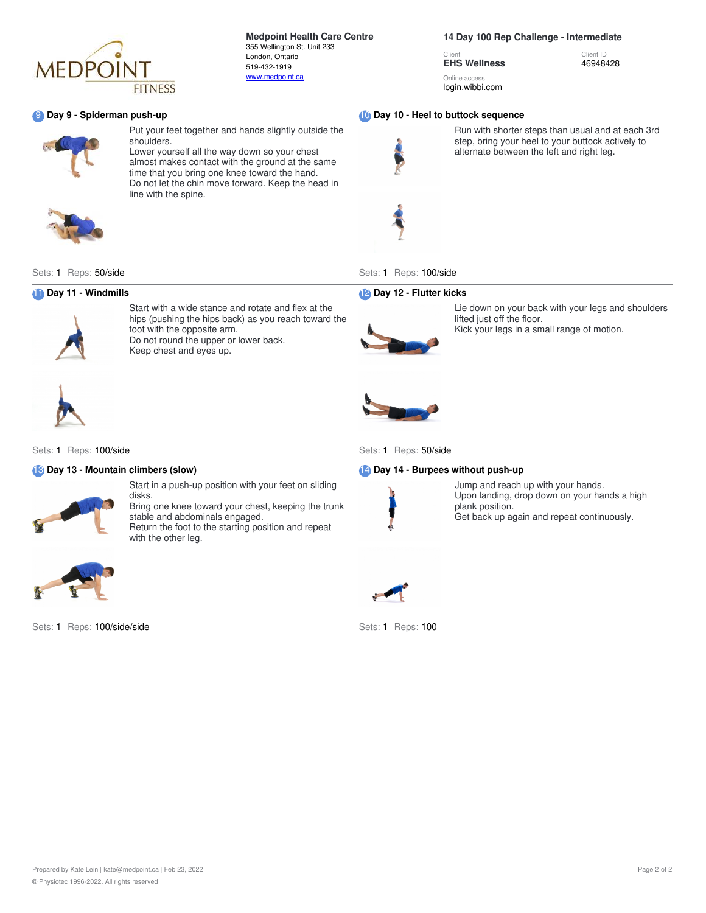**Medpoint Health Care Centre**
355 Wellington St. Unit 233
London, Ontario
519-432-1919
www.medpoint.ca

**14 Day 100 Rep Challenge - Intermediate**

Client
**EHS Wellness**

Client ID
46948428

Online access
login.wibbi.com

## 9 Day 9 - Spiderman push-up

Put your feet together and hands slightly outside the shoulders.
Lower yourself all the way down so your chest almost makes contact with the ground at the same time that you bring one knee toward the hand.
Do not let the chin move forward. Keep the head in line with the spine.

Sets: 1 Reps: 50/side

## 10 Day 10 - Heel to buttock sequence

Run with shorter steps than usual and at each 3rd step, bring your heel to your buttock actively to alternate between the left and right leg.

Sets: 1 Reps: 100/side

## 11 Day 11 - Windmills

Start with a wide stance and rotate and flex at the hips (pushing the hips back) as you reach toward the foot with the opposite arm.
Do not round the upper or lower back.
Keep chest and eyes up.

Sets: 1 Reps: 100/side

## 12 Day 12 - Flutter kicks

Lie down on your back with your legs and shoulders lifted just off the floor.
Kick your legs in a small range of motion.

Sets: 1 Reps: 50/side

## 13 Day 13 - Mountain climbers (slow)

Start in a push-up position with your feet on sliding disks.
Bring one knee toward your chest, keeping the trunk stable and abdominals engaged.
Return the foot to the starting position and repeat with the other leg.

Sets: 1 Reps: 100/side/side

## 14 Day 14 - Burpees without push-up

Jump and reach up with your hands.
Upon landing, drop down on your hands a high plank position.
Get back up again and repeat continuously.

Sets: 1 Reps: 100

Prepared by Kate Lein | kate@medpoint.ca | Feb 23, 2022

© Physiotec 1996-2022. All rights reserved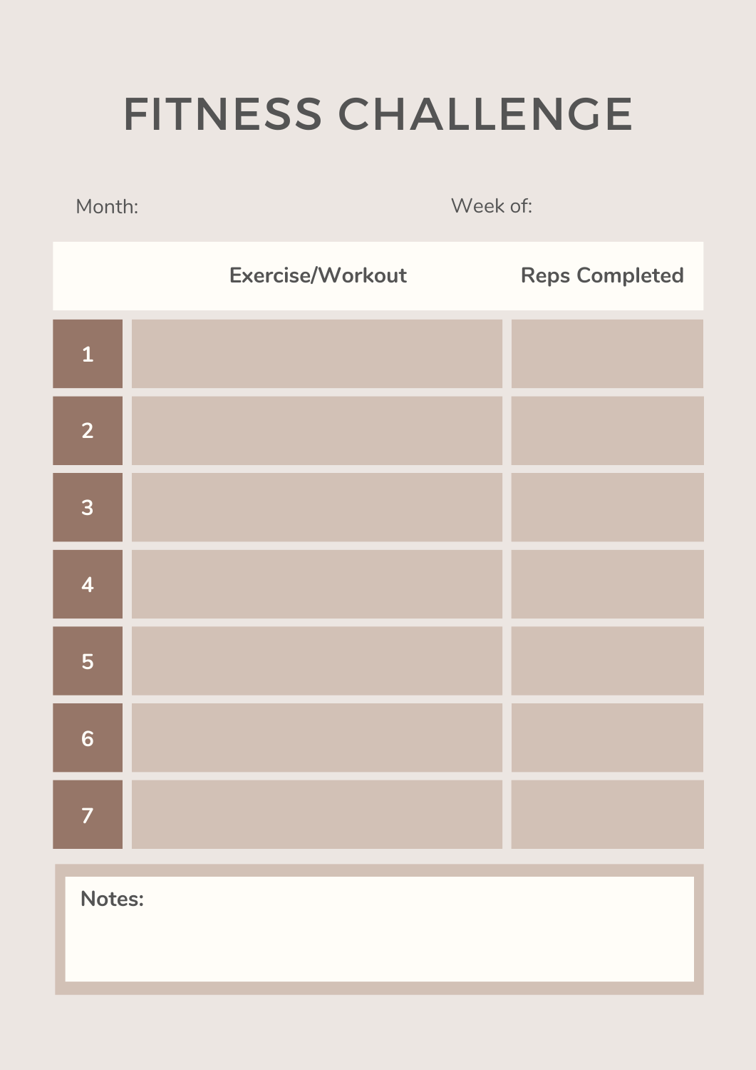# FITNESS CHALLENGE

Month: Week of:

| | Exercise/Workout | Reps Completed |
|---|---|---|
| 1 | | |
| 2 | | |
| 3 | | |
| 4 | | |
| 5 | | |
| 6 | | |
| 7 | | |

**Notes:**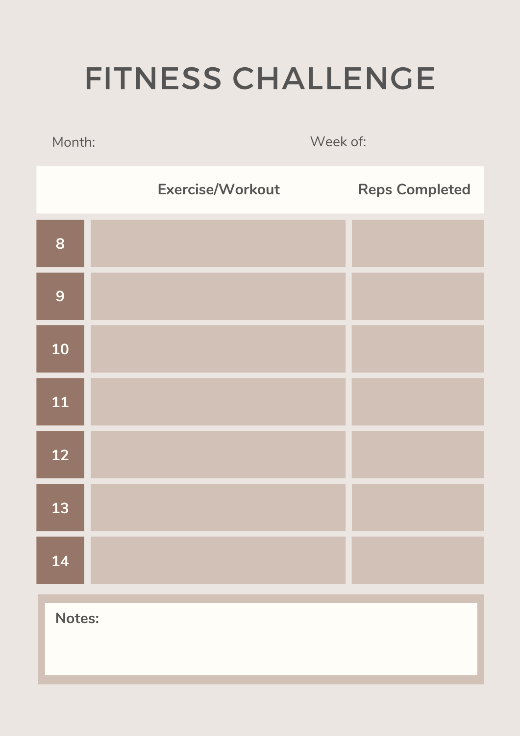# FITNESS CHALLENGE

Month: Week of:

| | Exercise/Workout | Reps Completed |
|---|---|---|
| 8 | | |
| 9 | | |
| 10 | | |
| 11 | | |
| 12 | | |
| 13 | | |
| 14 | | |

**Notes:**